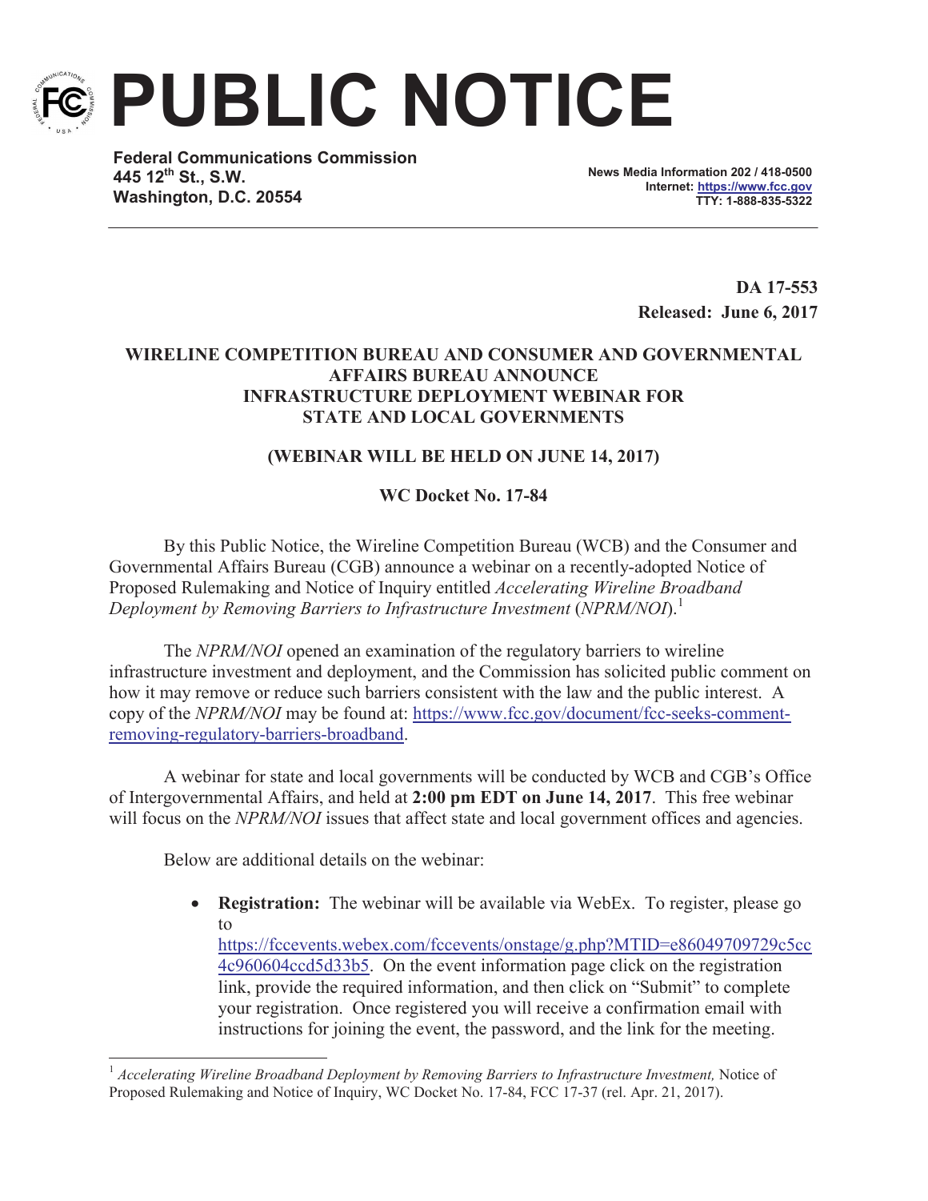# PUBLIC NOTICE

**Federal Communications Commission**
**445 12th St., S.W.**
**Washington, D.C. 20554**

**News Media Information 202 / 418-0500**
**Internet: https://www.fcc.gov**
**TTY: 1-888-835-5322**

**DA 17-553**
**Released: June 6, 2017**

**WIRELINE COMPETITION BUREAU AND CONSUMER AND GOVERNMENTAL AFFAIRS BUREAU ANNOUNCE INFRASTRUCTURE DEPLOYMENT WEBINAR FOR STATE AND LOCAL GOVERNMENTS**

**(WEBINAR WILL BE HELD ON JUNE 14, 2017)**

**WC Docket No. 17-84**

By this Public Notice, the Wireline Competition Bureau (WCB) and the Consumer and Governmental Affairs Bureau (CGB) announce a webinar on a recently-adopted Notice of Proposed Rulemaking and Notice of Inquiry entitled *Accelerating Wireline Broadband Deployment by Removing Barriers to Infrastructure Investment* (*NPRM/NOI*).[1]

The *NPRM/NOI* opened an examination of the regulatory barriers to wireline infrastructure investment and deployment, and the Commission has solicited public comment on how it may remove or reduce such barriers consistent with the law and the public interest. A copy of the *NPRM/NOI* may be found at: https://www.fcc.gov/document/fcc-seeks-comment-removing-regulatory-barriers-broadband.

A webinar for state and local governments will be conducted by WCB and CGB's Office of Intergovernmental Affairs, and held at **2:00 pm EDT on June 14, 2017**. This free webinar will focus on the *NPRM/NOI* issues that affect state and local government offices and agencies.

Below are additional details on the webinar:

- **Registration:** The webinar will be available via WebEx. To register, please go to https://fccevents.webex.com/fccevents/onstage/g.php?MTID=e86049709729c5cc4c960604ccd5d33b5. On the event information page click on the registration link, provide the required information, and then click on "Submit" to complete your registration. Once registered you will receive a confirmation email with instructions for joining the event, the password, and the link for the meeting.

[1] *Accelerating Wireline Broadband Deployment by Removing Barriers to Infrastructure Investment,* Notice of Proposed Rulemaking and Notice of Inquiry, WC Docket No. 17-84, FCC 17-37 (rel. Apr. 21, 2017).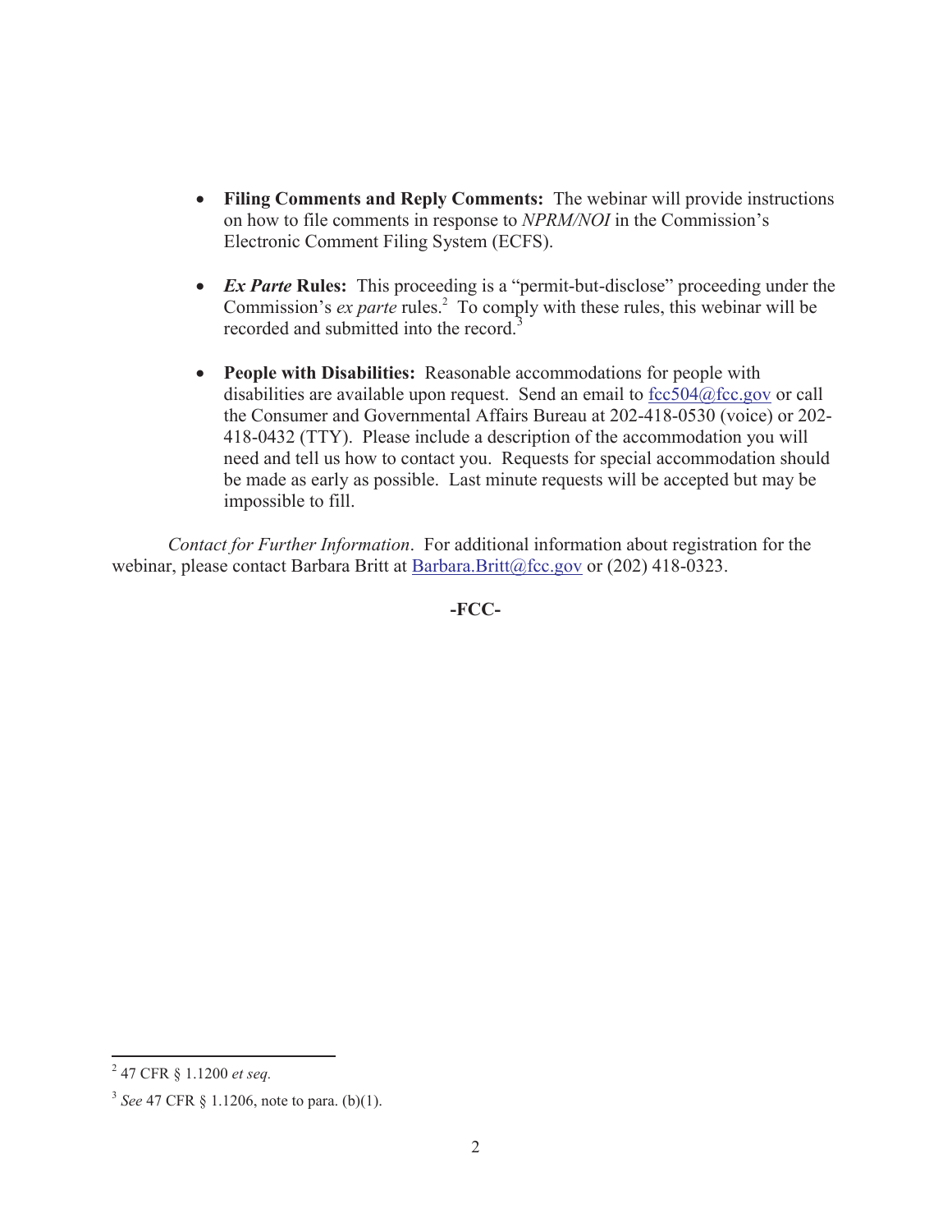- **Filing Comments and Reply Comments:** The webinar will provide instructions on how to file comments in response to *NPRM/NOI* in the Commission's Electronic Comment Filing System (ECFS).

- ***Ex Parte* Rules:** This proceeding is a "permit-but-disclose" proceeding under the Commission's *ex parte* rules.[2] To comply with these rules, this webinar will be recorded and submitted into the record.[3]

- **People with Disabilities:** Reasonable accommodations for people with disabilities are available upon request. Send an email to fcc504@fcc.gov or call the Consumer and Governmental Affairs Bureau at 202-418-0530 (voice) or 202-418-0432 (TTY). Please include a description of the accommodation you will need and tell us how to contact you. Requests for special accommodation should be made as early as possible. Last minute requests will be accepted but may be impossible to fill.

*Contact for Further Information*. For additional information about registration for the webinar, please contact Barbara Britt at Barbara.Britt@fcc.gov or (202) 418-0323.

**-FCC-**

---

[2] 47 CFR § 1.1200 *et seq.*

[3] *See* 47 CFR § 1.1206, note to para. (b)(1).